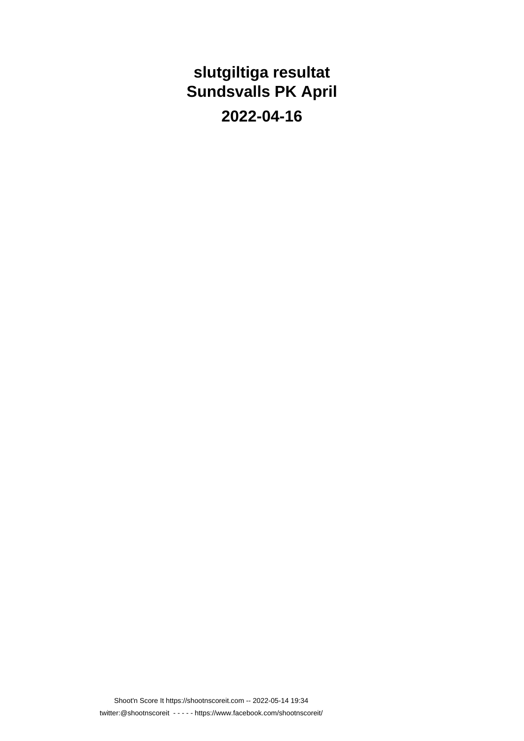# slutgiltiga resultat
# Sundsvalls PK April

## 2022-04-16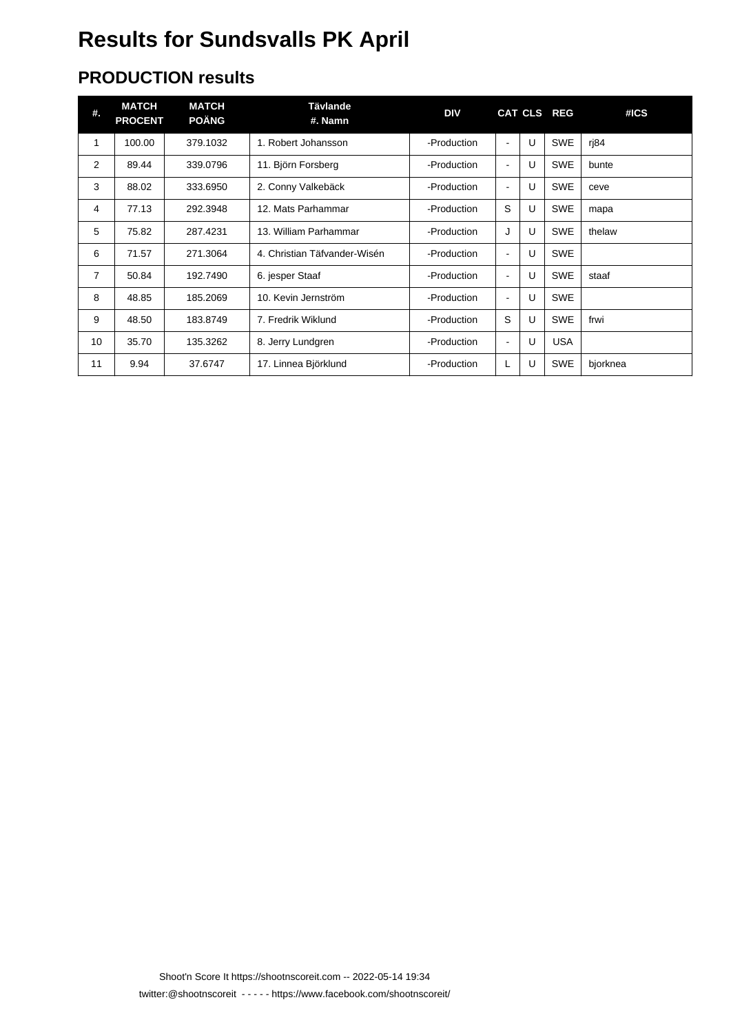# Results for Sundsvalls PK April

## PRODUCTION results

| #. | MATCH PROCENT | MATCH POÄNG | Tävlande #. Namn | DIV | CAT | CLS | REG | #ICS |
|---|---|---|---|---|---|---|---|---|
| 1 | 100.00 | 379.1032 | 1. Robert Johansson | -Production | - | U | SWE | rj84 |
| 2 | 89.44 | 339.0796 | 11. Björn Forsberg | -Production | - | U | SWE | bunte |
| 3 | 88.02 | 333.6950 | 2. Conny Valkebäck | -Production | - | U | SWE | ceve |
| 4 | 77.13 | 292.3948 | 12. Mats Parhammar | -Production | S | U | SWE | mapa |
| 5 | 75.82 | 287.4231 | 13. William Parhammar | -Production | J | U | SWE | thelaw |
| 6 | 71.57 | 271.3064 | 4. Christian Täfvander-Wisén | -Production | - | U | SWE | |
| 7 | 50.84 | 192.7490 | 6. jesper Staaf | -Production | - | U | SWE | staaf |
| 8 | 48.85 | 185.2069 | 10. Kevin Jernström | -Production | - | U | SWE | |
| 9 | 48.50 | 183.8749 | 7. Fredrik Wiklund | -Production | S | U | SWE | frwi |
| 10 | 35.70 | 135.3262 | 8. Jerry Lundgren | -Production | - | U | USA | |
| 11 | 9.94 | 37.6747 | 17. Linnea Björklund | -Production | L | U | SWE | bjorknea |

Shoot'n Score It https://shootnscoreit.com -- 2022-05-14 19:34

twitter:@shootnscoreit - - - - - https://www.facebook.com/shootnscoreit/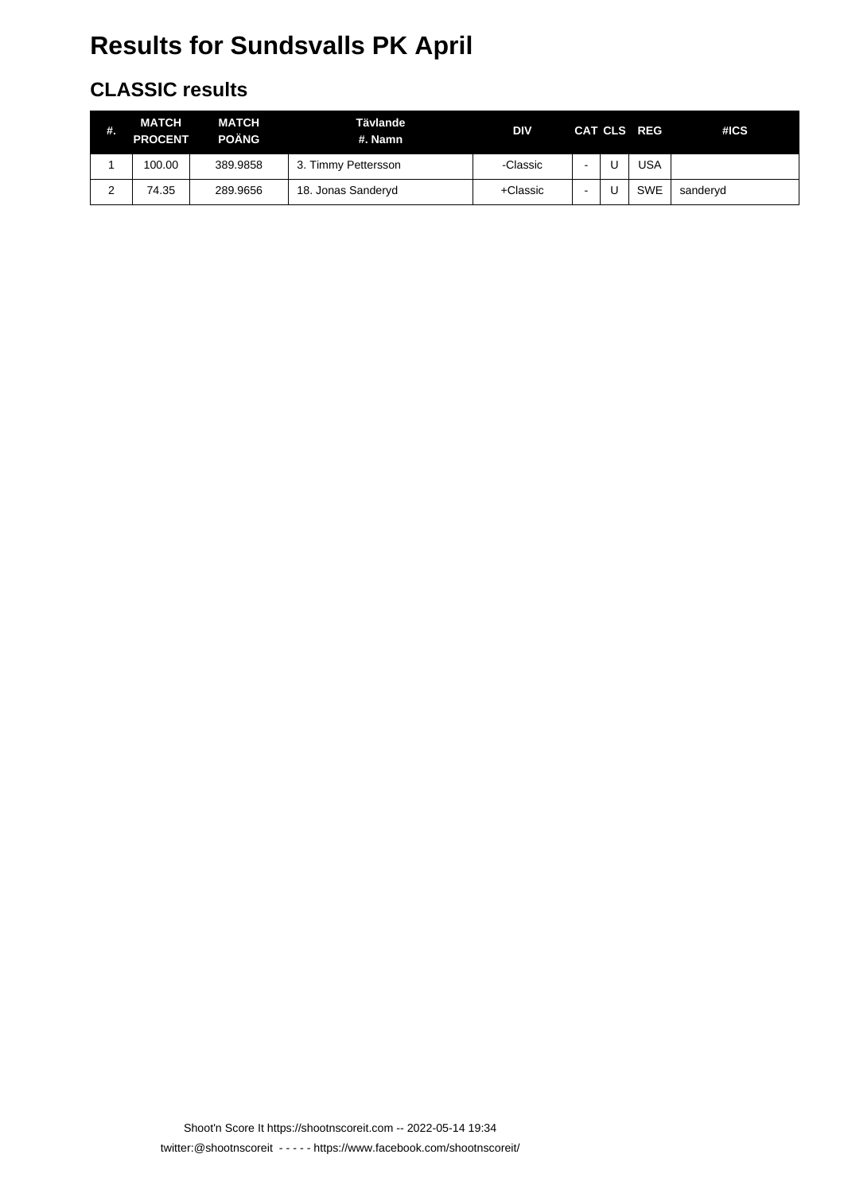# Results for Sundsvalls PK April

## CLASSIC results

| #. | MATCH PROCENT | MATCH POÄNG | Tävlande #. Namn | DIV | CAT | CLS | REG | #ICS |
|---|---|---|---|---|---|---|---|---|
| 1 | 100.00 | 389.9858 | 3. Timmy Pettersson | -Classic | - | U | USA | |
| 2 | 74.35 | 289.9656 | 18. Jonas Sanderyd | +Classic | - | U | SWE | sanderyd |

Shoot'n Score It https://shootnscoreit.com -- 2022-05-14 19:34

twitter:@shootnscoreit - - - - - https://www.facebook.com/shootnscoreit/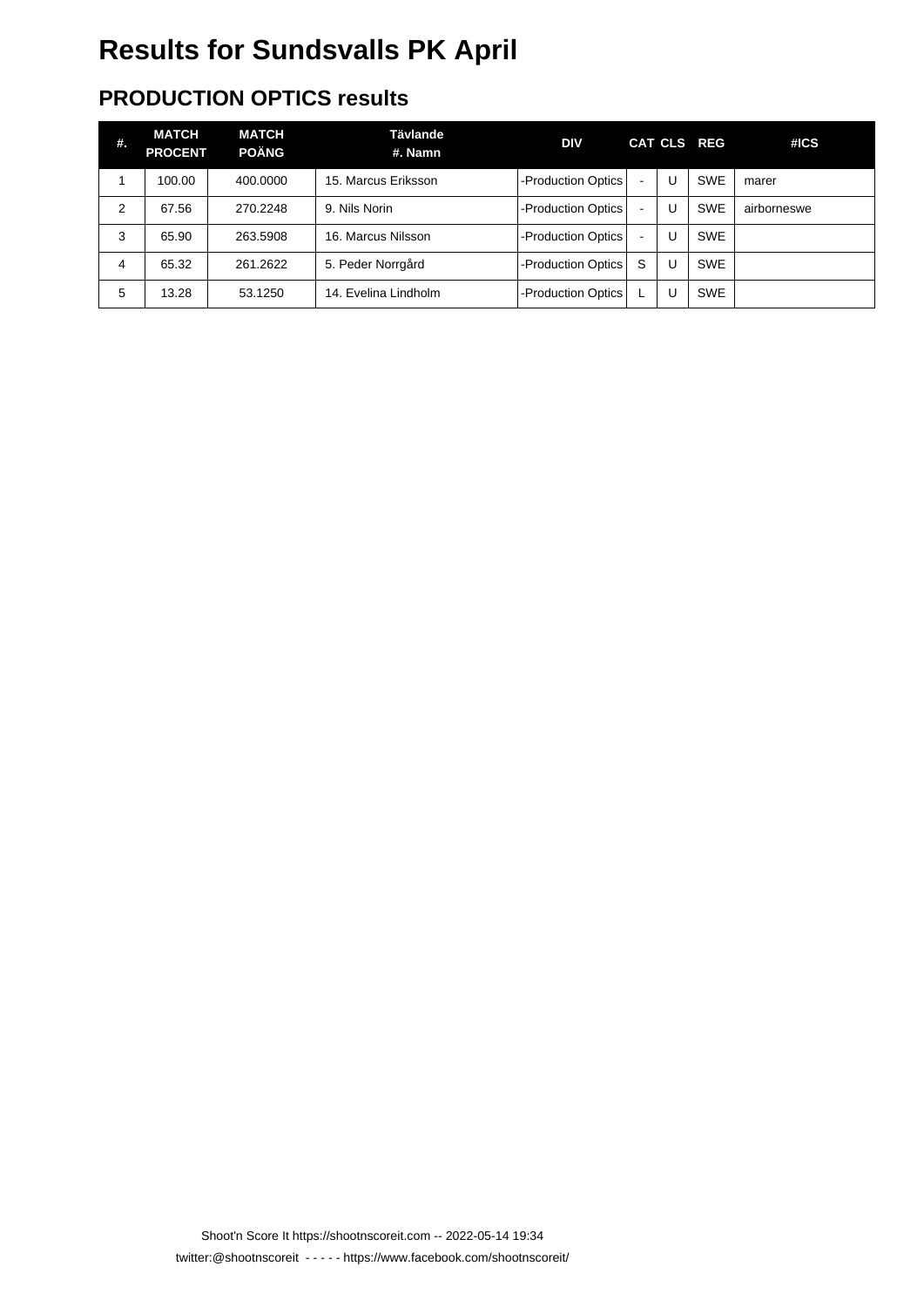# Results for Sundsvalls PK April

## PRODUCTION OPTICS results

| #. | MATCH PROCENT | MATCH POÄNG | Tävlande #. Namn | DIV | CAT | CLS | REG | #ICS |
|---|---|---|---|---|---|---|---|---|
| 1 | 100.00 | 400.0000 | 15. Marcus Eriksson | -Production Optics | - | U | SWE | marer |
| 2 | 67.56 | 270.2248 | 9. Nils Norin | -Production Optics | - | U | SWE | airborneswe |
| 3 | 65.90 | 263.5908 | 16. Marcus Nilsson | -Production Optics | - | U | SWE | |
| 4 | 65.32 | 261.2622 | 5. Peder Norrgård | -Production Optics | S | U | SWE | |
| 5 | 13.28 | 53.1250 | 14. Evelina Lindholm | -Production Optics | L | U | SWE | |

Shoot'n Score It https://shootnscoreit.com -- 2022-05-14 19:34

twitter:@shootnscoreit - - - - - https://www.facebook.com/shootnscoreit/